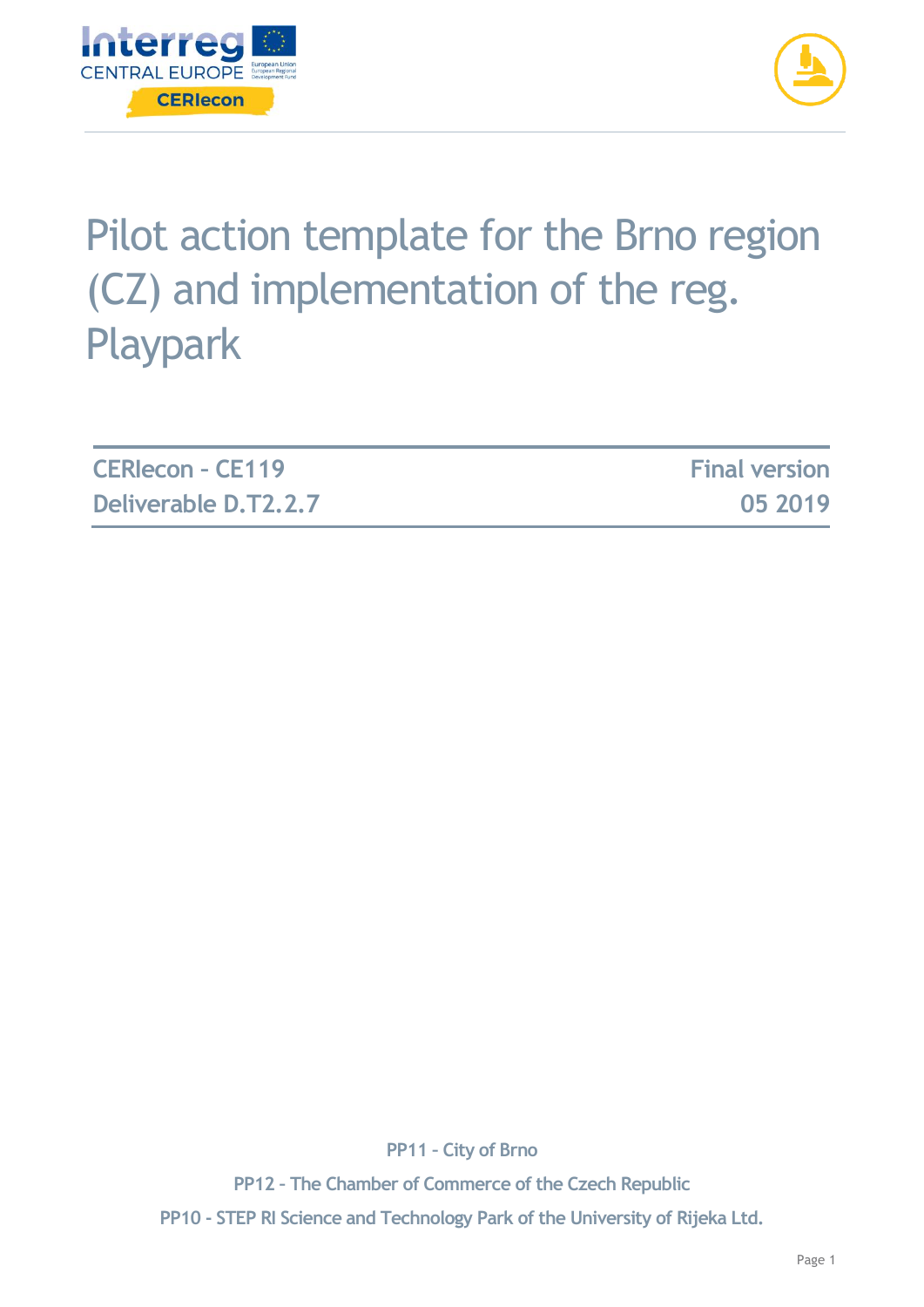# Pilot action template for the Brno region (CZ) and implementation of the reg. Playpark

| CERIecon - CE119 | Final version |
| --- | --- |
| Deliverable D.T2.2.7 | 05 2019 |

PP11 - City of Brno

PP12 - The Chamber of Commerce of the Czech Republic

PP10 - STEP RI Science and Technology Park of the University of Rijeka Ltd.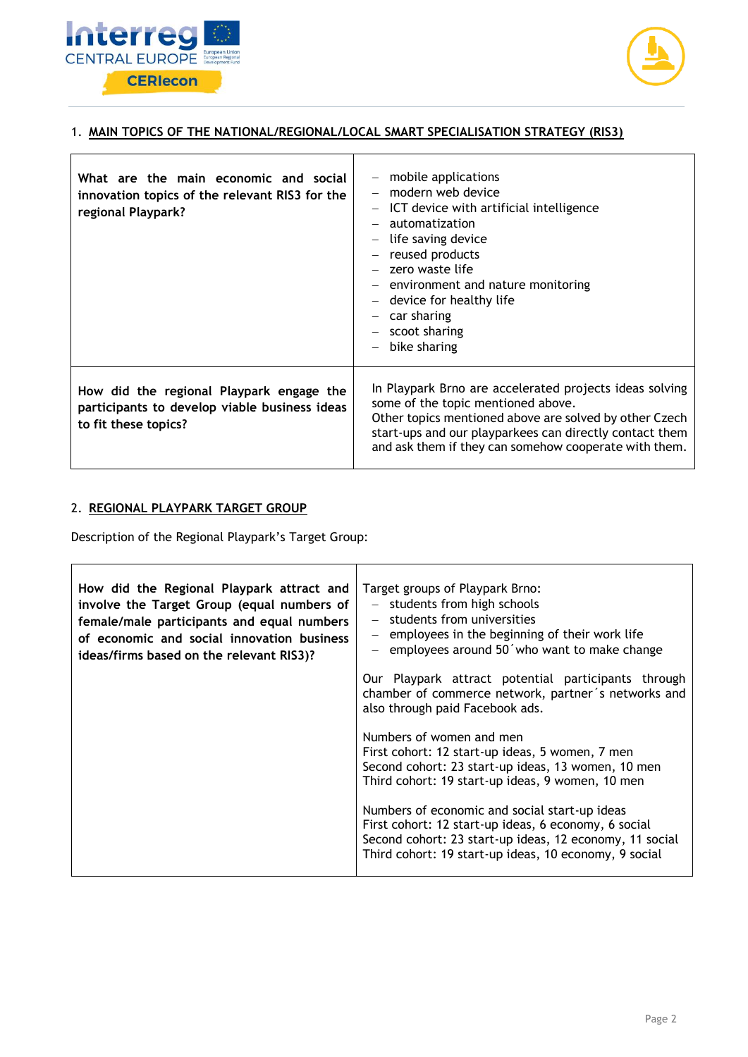## 1. MAIN TOPICS OF THE NATIONAL/REGIONAL/LOCAL SMART SPECIALISATION STRATEGY (RIS3)

| | |
|---|---|
| **What are the main economic and social innovation topics of the relevant RIS3 for the regional Playpark?** | – mobile applications<br>– modern web device<br>– ICT device with artificial intelligence<br>– automatization<br>– life saving device<br>– reused products<br>– zero waste life<br>– environment and nature monitoring<br>– device for healthy life<br>– car sharing<br>– scoot sharing<br>– bike sharing |
| **How did the regional Playpark engage the participants to develop viable business ideas to fit these topics?** | In Playpark Brno are accelerated projects ideas solving some of the topic mentioned above.<br>Other topics mentioned above are solved by other Czech start-ups and our playparkees can directly contact them and ask them if they can somehow cooperate with them. |

## 2. REGIONAL PLAYPARK TARGET GROUP

Description of the Regional Playpark's Target Group:

| | |
|---|---|
| **How did the Regional Playpark attract and involve the Target Group (equal numbers of female/male participants and equal numbers of economic and social innovation business ideas/firms based on the relevant RIS3)?** | Target groups of Playpark Brno:<br>– students from high schools<br>– students from universities<br>– employees in the beginning of their work life<br>– employees around 50´who want to make change<br><br>Our Playpark attract potential participants through chamber of commerce network, partner´s networks and also through paid Facebook ads.<br><br>Numbers of women and men<br>First cohort: 12 start-up ideas, 5 women, 7 men<br>Second cohort: 23 start-up ideas, 13 women, 10 men<br>Third cohort: 19 start-up ideas, 9 women, 10 men<br><br>Numbers of economic and social start-up ideas<br>First cohort: 12 start-up ideas, 6 economy, 6 social<br>Second cohort: 23 start-up ideas, 12 economy, 11 social<br>Third cohort: 19 start-up ideas, 10 economy, 9 social |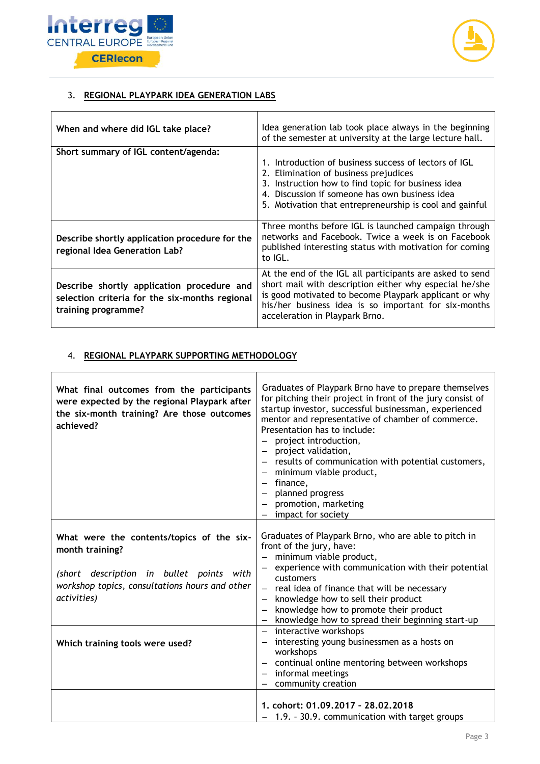## 3. REGIONAL PLAYPARK IDEA GENERATION LABS

| | |
|---|---|
| **When and where did IGL take place?** | Idea generation lab took place always in the beginning of the semester at university at the large lecture hall. |
| **Short summary of IGL content/agenda:** | 1. Introduction of business success of lectors of IGL<br>2. Elimination of business prejudices<br>3. Instruction how to find topic for business idea<br>4. Discussion if someone has own business idea<br>5. Motivation that entrepreneurship is cool and gainful |
| **Describe shortly application procedure for the regional Idea Generation Lab?** | Three months before IGL is launched campaign through networks and Facebook. Twice a week is on Facebook published interesting status with motivation for coming to IGL. |
| **Describe shortly application procedure and selection criteria for the six-months regional training programme?** | At the end of the IGL all participants are asked to send short mail with description either why especial he/she is good motivated to become Playpark applicant or why his/her business idea is so important for six-months acceleration in Playpark Brno. |

## 4. REGIONAL PLAYPARK SUPPORTING METHODOLOGY

| | |
|---|---|
| **What final outcomes from the participants were expected by the regional Playpark after the six-month training? Are those outcomes achieved?** | Graduates of Playpark Brno have to prepare themselves for pitching their project in front of the jury consist of startup investor, successful businessman, experienced mentor and representative of chamber of commerce. Presentation has to include:<br>– project introduction,<br>– project validation,<br>– results of communication with potential customers,<br>– minimum viable product,<br>– finance,<br>– planned progress<br>– promotion, marketing<br>– impact for society |
| **What were the contents/topics of the six-month training?**<br><br>*(short description in bullet points with workshop topics, consultations hours and other activities)* | Graduates of Playpark Brno, who are able to pitch in front of the jury, have:<br>– minimum viable product,<br>– experience with communication with their potential customers<br>– real idea of finance that will be necessary<br>– knowledge how to sell their product<br>– knowledge how to promote their product<br>– knowledge how to spread their beginning start-up |
| **Which training tools were used?** | – interactive workshops<br>– interesting young businessmen as a hosts on workshops<br>– continual online mentoring between workshops<br>– informal meetings<br>– community creation |
| | **1. cohort: 01.09.2017 – 28.02.2018**<br>– 1.9. – 30.9. communication with target groups |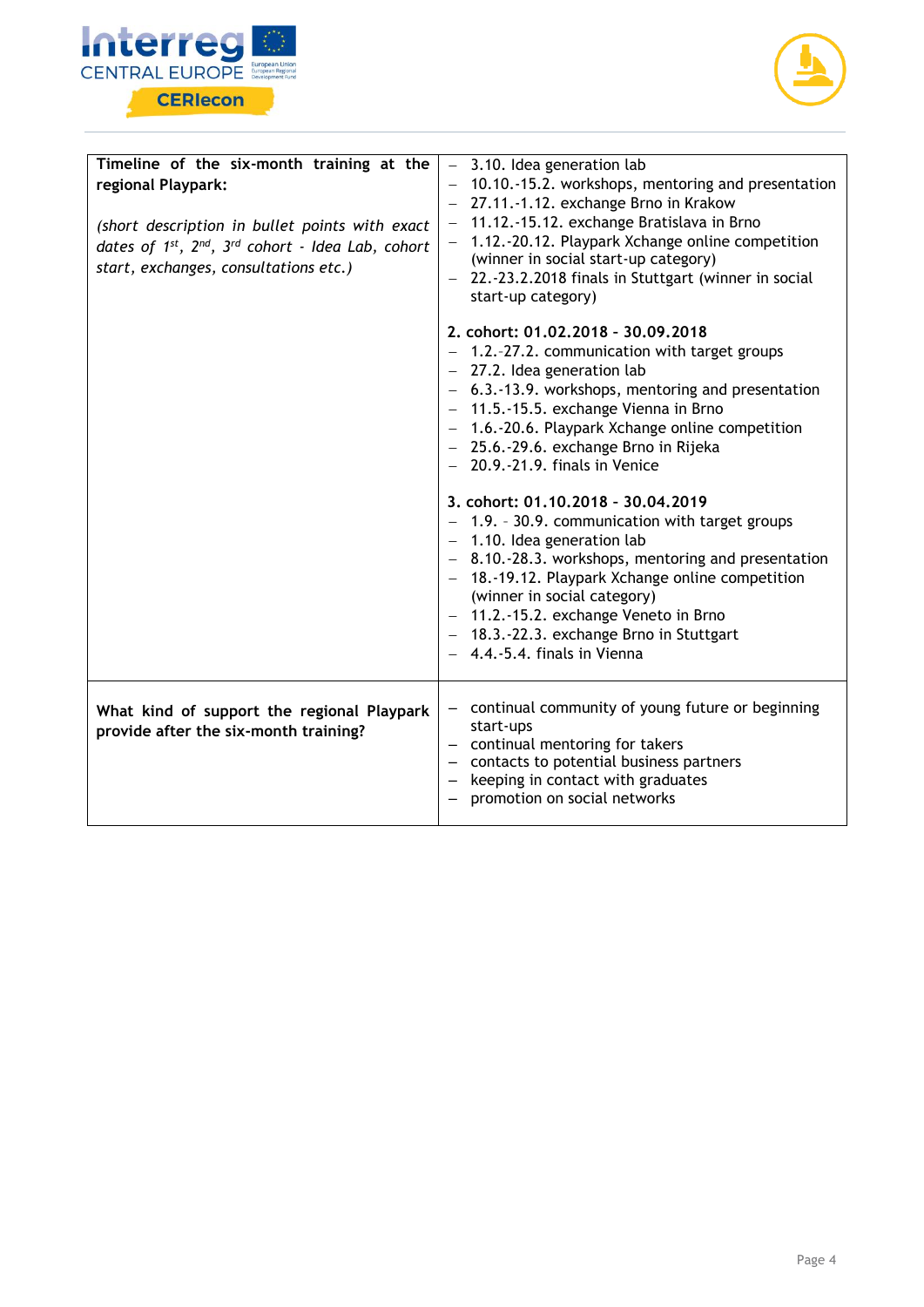| Timeline of the six-month training at the regional Playpark:<br><br>*(short description in bullet points with exact dates of 1st, 2nd, 3rd cohort - Idea Lab, cohort start, exchanges, consultations etc.)* | – 3.10. Idea generation lab<br>– 10.10.-15.2. workshops, mentoring and presentation<br>– 27.11.-1.12. exchange Brno in Krakow<br>– 11.12.-15.12. exchange Bratislava in Brno<br>– 1.12.-20.12. Playpark Xchange online competition (winner in social start-up category)<br>– 22.-23.2.2018 finals in Stuttgart (winner in social start-up category)<br><br>**2. cohort: 01.02.2018 - 30.09.2018**<br>– 1.2.–27.2. communication with target groups<br>– 27.2. Idea generation lab<br>– 6.3.-13.9. workshops, mentoring and presentation<br>– 11.5.-15.5. exchange Vienna in Brno<br>– 1.6.-20.6. Playpark Xchange online competition<br>– 25.6.-29.6. exchange Brno in Rijeka<br>– 20.9.-21.9. finals in Venice<br><br>**3. cohort: 01.10.2018 - 30.04.2019**<br>– 1.9. – 30.9. communication with target groups<br>– 1.10. Idea generation lab<br>– 8.10.-28.3. workshops, mentoring and presentation<br>– 18.-19.12. Playpark Xchange online competition (winner in social category)<br>– 11.2.-15.2. exchange Veneto in Brno<br>– 18.3.-22.3. exchange Brno in Stuttgart<br>– 4.4.-5.4. finals in Vienna |
|---|---|
| **What kind of support the regional Playpark provide after the six-month training?** | – continual community of young future or beginning start-ups<br>– continual mentoring for takers<br>– contacts to potential business partners<br>– keeping in contact with graduates<br>– promotion on social networks |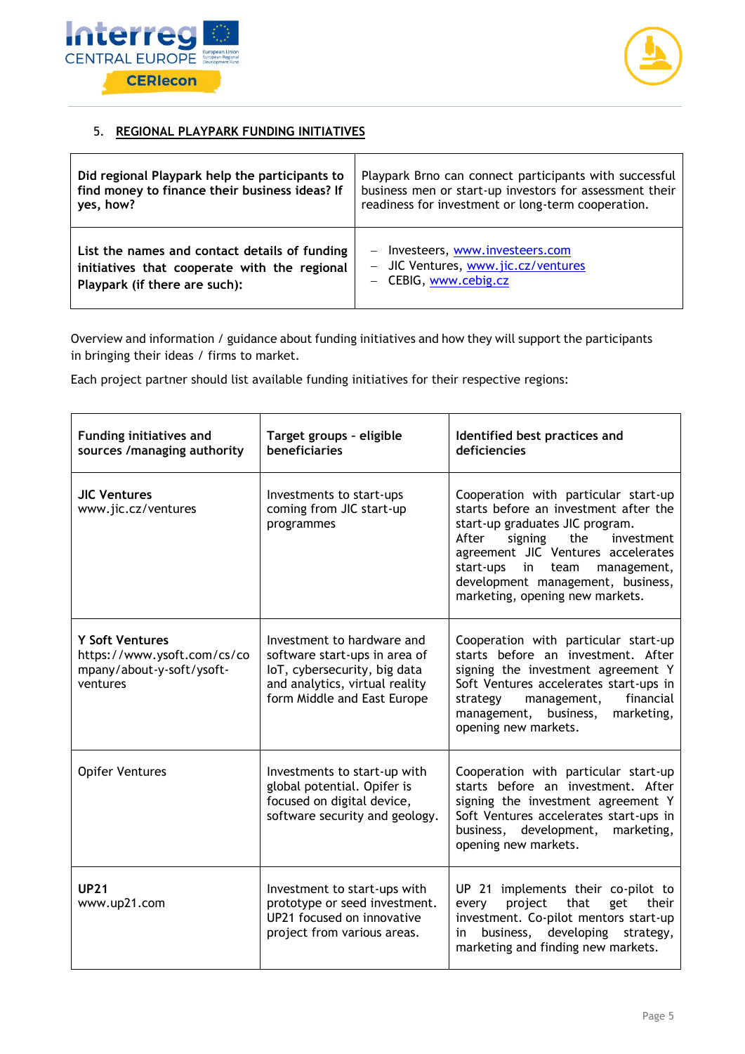## 5. REGIONAL PLAYPARK FUNDING INITIATIVES

| **Did regional Playpark help the participants to find money to finance their business ideas? If yes, how?** | Playpark Brno can connect participants with successful business men or start-up investors for assessment their readiness for investment or long-term cooperation. |
|---|---|
| **List the names and contact details of funding initiatives that cooperate with the regional Playpark (if there are such):** | – Investeers, www.investeers.com<br>– JIC Ventures, www.jic.cz/ventures<br>– CEBIG, www.cebig.cz |

Overview and information / guidance about funding initiatives and how they will support the participants in bringing their ideas / firms to market.

Each project partner should list available funding initiatives for their respective regions:

| **Funding initiatives and sources /managing authority** | **Target groups - eligible beneficiaries** | **Identified best practices and deficiencies** |
|---|---|---|
| **JIC Ventures**<br>www.jic.cz/ventures | Investments to start-ups coming from JIC start-up programmes | Cooperation with particular start-up starts before an investment after the start-up graduates JIC program.<br>After signing the investment agreement JIC Ventures accelerates start-ups in team management, development management, business, marketing, opening new markets. |
| **Y Soft Ventures**<br>https://www.ysoft.com/cs/company/about-y-soft/ysoft-ventures | Investment to hardware and software start-ups in area of IoT, cybersecurity, big data and analytics, virtual reality form Middle and East Europe | Cooperation with particular start-up starts before an investment. After signing the investment agreement Y Soft Ventures accelerates start-ups in strategy management, financial management, business, marketing, opening new markets. |
| Opifer Ventures | Investments to start-up with global potential. Opifer is focused on digital device, software security and geology. | Cooperation with particular start-up starts before an investment. After signing the investment agreement Y Soft Ventures accelerates start-ups in business, development, marketing, opening new markets. |
| **UP21**<br>www.up21.com | Investment to start-ups with prototype or seed investment. UP21 focused on innovative project from various areas. | UP 21 implements their co-pilot to every project that get their investment. Co-pilot mentors start-up in business, developing strategy, marketing and finding new markets. |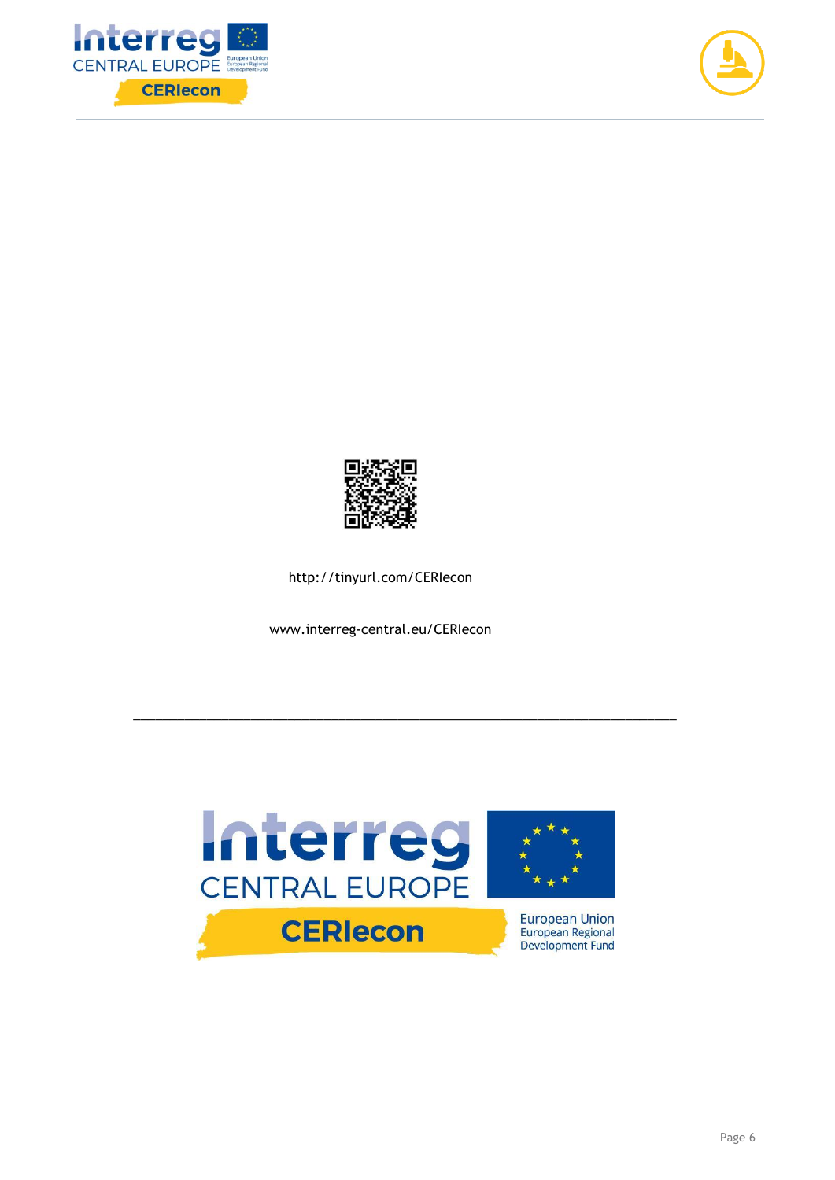http://tinyurl.com/CERIecon

www.interreg-central.eu/CERIecon

---